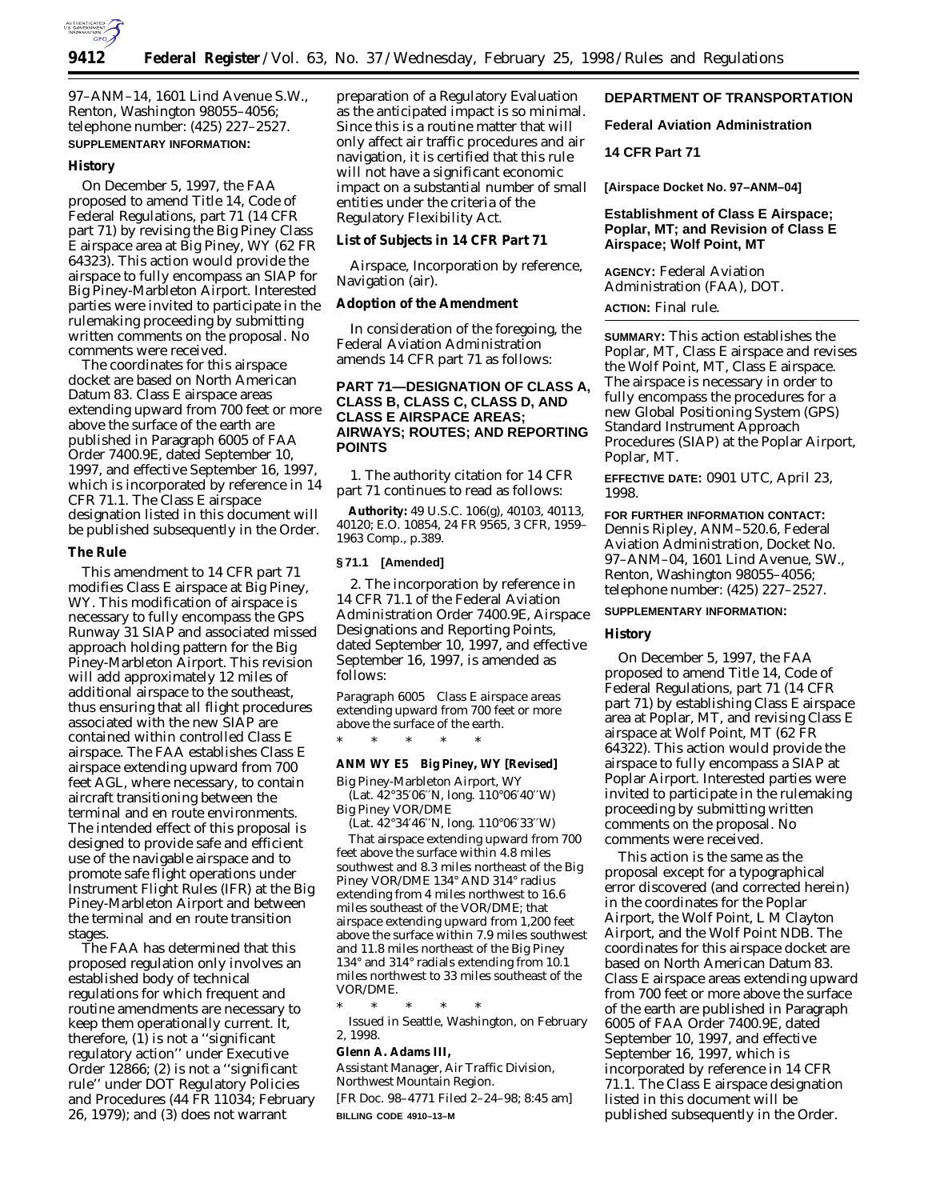97–ANM–14, 1601 Lind Avenue S.W., Renton, Washington 98055–4056; telephone number: (425) 227–2527.

**SUPPLEMENTARY INFORMATION:**

**History**

On December 5, 1997, the FAA proposed to amend Title 14, Code of Federal Regulations, part 71 (14 CFR part 71) by revising the Big Piney Class E airspace area at Big Piney, WY (62 FR 64323). This action would provide the airspace to fully encompass an SIAP for Big Piney-Marbleton Airport. Interested parties were invited to participate in the rulemaking proceeding by submitting written comments on the proposal. No comments were received.

The coordinates for this airspace docket are based on North American Datum 83. Class E airspace areas extending upward from 700 feet or more above the surface of the earth are published in Paragraph 6005 of FAA Order 7400.9E, dated September 10, 1997, and effective September 16, 1997, which is incorporated by reference in 14 CFR 71.1. The Class E airspace designation listed in this document will be published subsequently in the Order.

**The Rule**

This amendment to 14 CFR part 71 modifies Class E airspace at Big Piney, WY. This modification of airspace is necessary to fully encompass the GPS Runway 31 SIAP and associated missed approach holding pattern for the Big Piney-Marbleton Airport. This revision will add approximately 12 miles of additional airspace to the southeast, thus ensuring that all flight procedures associated with the new SIAP are contained within controlled Class E airspace. The FAA establishes Class E airspace extending upward from 700 feet AGL, where necessary, to contain aircraft transitioning between the terminal and en route environments. The intended effect of this proposal is designed to provide safe and efficient use of the navigable airspace and to promote safe flight operations under Instrument Flight Rules (IFR) at the Big Piney-Marbleton Airport and between the terminal and en route transition stages.

The FAA has determined that this proposed regulation only involves an established body of technical regulations for which frequent and routine amendments are necessary to keep them operationally current. It, therefore, (1) is not a ''significant regulatory action'' under Executive Order 12866; (2) is not a ''significant rule'' under DOT Regulatory Policies and Procedures (44 FR 11034; February 26, 1979); and (3) does not warrant preparation of a Regulatory Evaluation as the anticipated impact is so minimal. Since this is a routine matter that will only affect air traffic procedures and air navigation, it is certified that this rule will not have a significant economic impact on a substantial number of small entities under the criteria of the Regulatory Flexibility Act.

**List of Subjects in 14 CFR Part 71**

Airspace, Incorporation by reference, Navigation (air).

**Adoption of the Amendment**

In consideration of the foregoing, the Federal Aviation Administration amends 14 CFR part 71 as follows:

**PART 71—DESIGNATION OF CLASS A, CLASS B, CLASS C, CLASS D, AND CLASS E AIRSPACE AREAS; AIRWAYS; ROUTES; AND REPORTING POINTS**

1. The authority citation for 14 CFR part 71 continues to read as follows:

**Authority:** 49 U.S.C. 106(g), 40103, 40113, 40120; E.O. 10854, 24 FR 9565, 3 CFR, 1959–1963 Comp., p.389.

**§ 71.1 [Amended]**

2. The incorporation by reference in 14 CFR 71.1 of the Federal Aviation Administration Order 7400.9E, Airspace Designations and Reporting Points, dated September 10, 1997, and effective September 16, 1997, is amended as follows:

*Paragraph 6005 Class E airspace areas extending upward from 700 feet or more above the surface of the earth.*

* * * * *

**ANM WY E5 Big Piney, WY [Revised]**

Big Piney-Marbleton Airport, WY
(Lat. 42°35′06″N, long. 110°06′40″W)
Big Piney VOR/DME
(Lat. 42°34′46″N, long. 110°06′33″W)

That airspace extending upward from 700 feet above the surface within 4.8 miles southwest and 8.3 miles northeast of the Big Piney VOR/DME 134° AND 314° radius extending from 4 miles northwest to 16.6 miles southeast of the VOR/DME; that airspace extending upward from 1,200 feet above the surface within 7.9 miles southwest and 11.8 miles northeast of the Big Piney 134° and 314° radials extending from 10.1 miles northwest to 33 miles southeast of the VOR/DME.

* * * * *

Issued in Seattle, Washington, on February 2, 1998.

**Glenn A. Adams III,**
*Assistant Manager, Air Traffic Division, Northwest Mountain Region.*

[FR Doc. 98–4771 Filed 2–24–98; 8:45 am]

**BILLING CODE 4910–13–M**

**DEPARTMENT OF TRANSPORTATION**

**Federal Aviation Administration**

**14 CFR Part 71**

**[Airspace Docket No. 97–ANM–04]**

**Establishment of Class E Airspace; Poplar, MT; and Revision of Class E Airspace; Wolf Point, MT**

**AGENCY:** Federal Aviation Administration (FAA), DOT.

**ACTION:** Final rule.

**SUMMARY:** This action establishes the Poplar, MT, Class E airspace and revises the Wolf Point, MT, Class E airspace. The airspace is necessary in order to fully encompass the procedures for a new Global Positioning System (GPS) Standard Instrument Approach Procedures (SIAP) at the Poplar Airport, Poplar, MT.

**EFFECTIVE DATE:** 0901 UTC, April 23, 1998.

**FOR FURTHER INFORMATION CONTACT:** Dennis Ripley, ANM–520.6, Federal Aviation Administration, Docket No. 97–ANM–04, 1601 Lind Avenue, SW., Renton, Washington 98055–4056; telephone number: (425) 227–2527.

**SUPPLEMENTARY INFORMATION:**

**History**

On December 5, 1997, the FAA proposed to amend Title 14, Code of Federal Regulations, part 71 (14 CFR part 71) by establishing Class E airspace area at Poplar, MT, and revising Class E airspace at Wolf Point, MT (62 FR 64322). This action would provide the airspace to fully encompass a SIAP at Poplar Airport. Interested parties were invited to participate in the rulemaking proceeding by submitting written comments on the proposal. No comments were received.

This action is the same as the proposal except for a typographical error discovered (and corrected herein) in the coordinates for the Poplar Airport, the Wolf Point, L M Clayton Airport, and the Wolf Point NDB. The coordinates for this airspace docket are based on North American Datum 83. Class E airspace areas extending upward from 700 feet or more above the surface of the earth are published in Paragraph 6005 of FAA Order 7400.9E, dated September 10, 1997, and effective September 16, 1997, which is incorporated by reference in 14 CFR 71.1. The Class E airspace designation listed in this document will be published subsequently in the Order.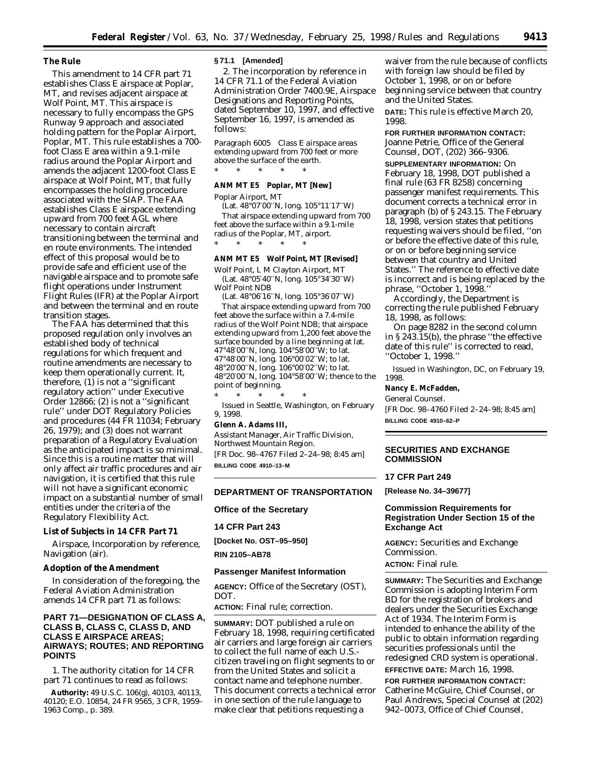## The Rule

This amendment to 14 CFR part 71 establishes Class E airspace at Poplar, MT, and revises adjacent airspace at Wolf Point, MT. This airspace is necessary to fully encompass the GPS Runway 9 approach and associated holding pattern for the Poplar Airport, Poplar, MT. This rule establishes a 700-foot Class E area within a 9.1-mile radius around the Poplar Airport and amends the adjacent 1200-foot Class E airspace at Wolf Point, MT, that fully encompasses the holding procedure associated with the SIAP. The FAA establishes Class E airspace extending upward from 700 feet AGL where necessary to contain aircraft transitioning between the terminal and en route environments. The intended effect of this proposal would be to provide safe and efficient use of the navigable airspace and to promote safe flight operations under Instrument Flight Rules (IFR) at the Poplar Airport and between the terminal and en route transition stages.

The FAA has determined that this proposed regulation only involves an established body of technical regulations for which frequent and routine amendments are necessary to keep them operationally current. It, therefore, (1) is not a ''significant regulatory action'' under Executive Order 12866; (2) is not a ''significant rule'' under DOT Regulatory Policies and procedures (44 FR 11034; February 26, 1979); and (3) does not warrant preparation of a Regulatory Evaluation as the anticipated impact is so minimal. Since this is a routine matter that will only affect air traffic procedures and air navigation, it is certified that this rule will not have a significant economic impact on a substantial number of small entities under the criteria of the Regulatory Flexibility Act.

## List of Subjects in 14 CFR Part 71

Airspace, Incorporation by reference, Navigation (air).

## Adoption of the Amendment

In consideration of the foregoing, the Federal Aviation Administration amends 14 CFR part 71 as follows:

## PART 71—DESIGNATION OF CLASS A, CLASS B, CLASS C, CLASS D, AND CLASS E AIRSPACE AREAS; AIRWAYS; ROUTES; AND REPORTING POINTS

1. The authority citation for 14 CFR part 71 continues to read as follows:

**Authority:** 49 U.S.C. 106(g), 40103, 40113, 40120; E.O. 10854, 24 FR 9565, 3 CFR, 1959–1963 Comp., p. 389.

### § 71.1 [Amended]

2. The incorporation by reference in 14 CFR 71.1 of the Federal Aviation Administration Order 7400.9E, Airspace Designations and Reporting Points, dated September 10, 1997, and effective September 16, 1997, is amended as follows:

*Paragraph 6005 Class E airspace areas extending upward from 700 feet or more above the surface of the earth.*

\* \* \* \* \*

**ANM MT E5 Poplar, MT [New]**

Poplar Airport, MT

(Lat. 48°07′00″N, long. 105°11′17″W)

That airspace extending upward from 700 feet above the surface within a 9.1-mile radius of the Poplar, MT, airport.

\* \* \* \* \*

**ANM MT E5 Wolf Point, MT [Revised]**

Wolf Point, L M Clayton Airport, MT

(Lat. 48°05′40″N, long. 105°34′30″W)

Wolf Point NDB

(Lat. 48°06′16″N, long. 105°36′07″W)

That airspace extending upward from 700 feet above the surface within a 7.4-mile radius of the Wolf Point NDB; that airspace extending upward from 1,200 feet above the surface bounded by a line beginning at lat. 47°48′00″N, long. 104°58′00″W; to lat. 47°48′00″N, long. 106°00′02″W; to lat. 48°20′00″N, long. 106°00′02″W; to lat. 48°20′00″N, long. 104°58′00″W; thence to the point of beginning.

\* \* \* \* \*

Issued in Seattle, Washington, on February 9, 1998.

**Glenn A. Adams III,**

*Assistant Manager, Air Traffic Division, Northwest Mountain Region.*

[FR Doc. 98–4767 Filed 2–24–98; 8:45 am]

**BILLING CODE 4910–13–M**

---

## DEPARTMENT OF TRANSPORTATION

### Office of the Secretary

### 14 CFR Part 243

**[Docket No. OST–95–950]**

**RIN 2105–AB78**

### Passenger Manifest Information

**AGENCY:** Office of the Secretary (OST), DOT.

**ACTION:** Final rule; correction.

**SUMMARY:** DOT published a rule on February 18, 1998, requiring certificated air carriers and large foreign air carriers to collect the full name of each U.S.-citizen traveling on flight segments to or from the United States and solicit a contact name and telephone number. This document corrects a technical error in one section of the rule language to make clear that petitions requesting a waiver from the rule because of conflicts with foreign law should be filed by October 1, 1998, or on or before beginning service between that country and the United States.

**DATE:** This rule is effective March 20, 1998.

**FOR FURTHER INFORMATION CONTACT:** Joanne Petrie, Office of the General Counsel, DOT, (202) 366–9306.

**SUPPLEMENTARY INFORMATION:** On February 18, 1998, DOT published a final rule (63 FR 8258) concerning passenger manifest requirements. This document corrects a technical error in paragraph (b) of § 243.15. The February 18, 1998, version states that petitions requesting waivers should be filed, ''on or before the effective date of this rule, or on or before beginning service between that country and United States.'' The reference to effective date is incorrect and is being replaced by the phrase, ''October 1, 1998.''

Accordingly, the Department is correcting the rule published February 18, 1998, as follows:

On page 8282 in the second column in § 243.15(b), the phrase ''the effective date of this rule'' is corrected to read, ''October 1, 1998.''

Issued in Washington, DC, on February 19, 1998.

**Nancy E. McFadden,**

*General Counsel.*

[FR Doc. 98–4760 Filed 2–24–98; 8:45 am]

**BILLING CODE 4910–62–P**

---

## SECURITIES AND EXCHANGE COMMISSION

### 17 CFR Part 249

**[Release No. 34–39677]**

### Commission Requirements for Registration Under Section 15 of the Exchange Act

**AGENCY:** Securities and Exchange Commission.

**ACTION:** Final rule.

**SUMMARY:** The Securities and Exchange Commission is adopting Interim Form BD for the registration of brokers and dealers under the Securities Exchange Act of 1934. The Interim Form is intended to enhance the ability of the public to obtain information regarding securities professionals until the redesigned CRD system is operational.

**EFFECTIVE DATE:** March 16, 1998.

**FOR FURTHER INFORMATION CONTACT:** Catherine McGuire, Chief Counsel, or Paul Andrews, Special Counsel at (202) 942–0073, Office of Chief Counsel,